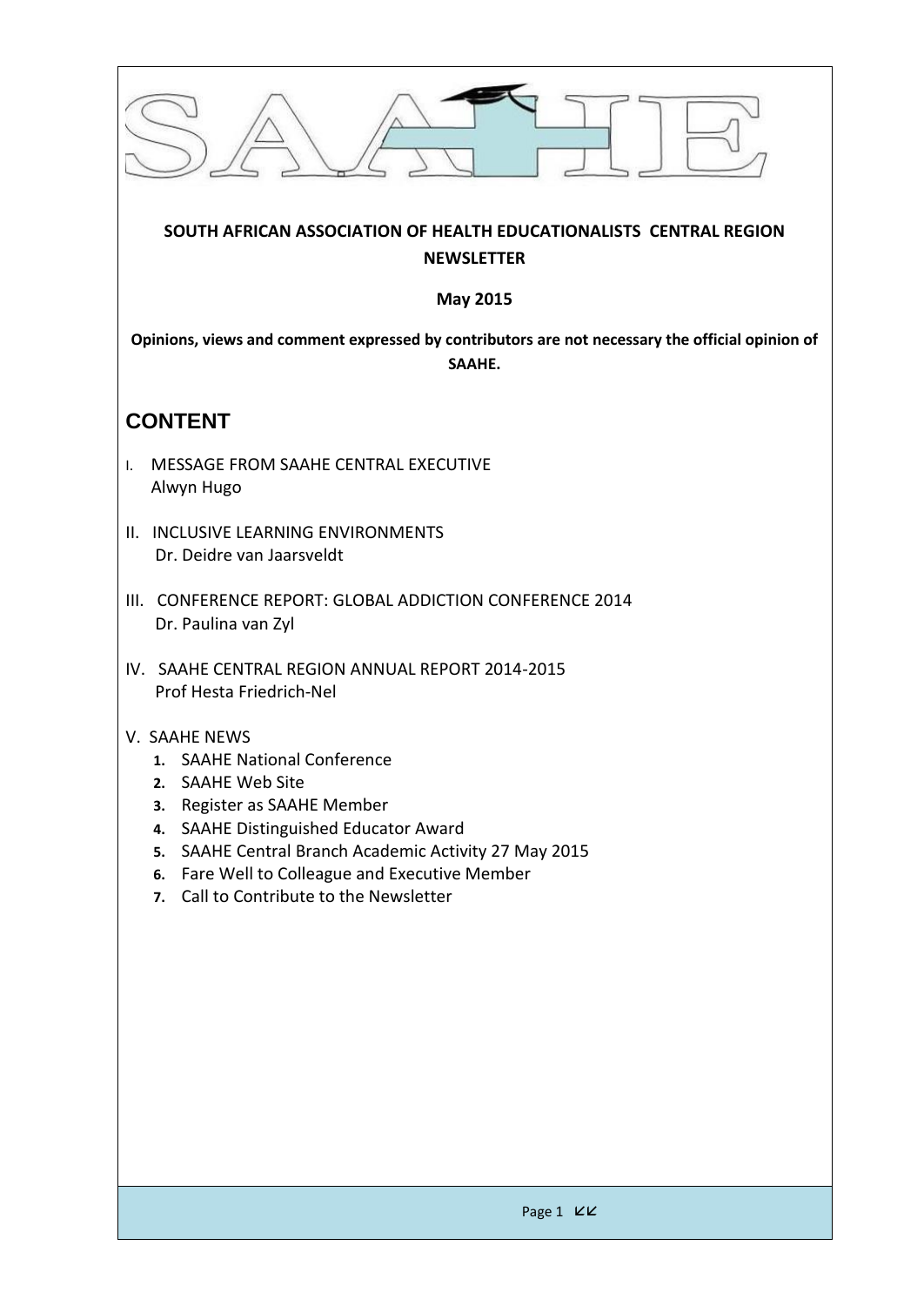**SOUTH AFRICAN ASSOCIATION OF HEALTH EDUCATIONALISTS CENTRAL REGION NEWSLETTER**

**May 2015**

**Opinions, views and comment expressed by contributors are not necessary the official opinion of SAAHE.**

## CONTENT

I. MESSAGE FROM SAAHE CENTRAL EXECUTIVE
Alwyn Hugo

II. INCLUSIVE LEARNING ENVIRONMENTS
Dr. Deidre van Jaarsveldt

III. CONFERENCE REPORT: GLOBAL ADDICTION CONFERENCE 2014
Dr. Paulina van Zyl

IV. SAAHE CENTRAL REGION ANNUAL REPORT 2014-2015
Prof Hesta Friedrich-Nel

V. SAAHE NEWS

1. SAAHE National Conference
2. SAAHE Web Site
3. Register as SAAHE Member
4. SAAHE Distinguished Educator Award
5. SAAHE Central Branch Academic Activity 27 May 2015
6. Fare Well to Colleague and Executive Member
7. Call to Contribute to the Newsletter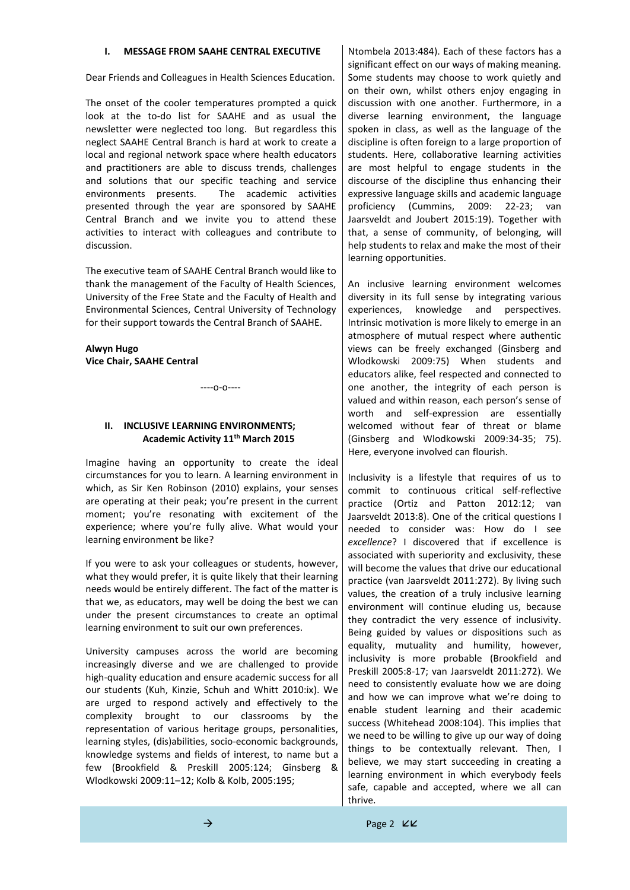## I. MESSAGE FROM SAAHE CENTRAL EXECUTIVE

Dear Friends and Colleagues in Health Sciences Education.

The onset of the cooler temperatures prompted a quick look at the to-do list for SAAHE and as usual the newsletter were neglected too long. But regardless this neglect SAAHE Central Branch is hard at work to create a local and regional network space where health educators and practitioners are able to discuss trends, challenges and solutions that our specific teaching and service environments presents. The academic activities presented through the year are sponsored by SAAHE Central Branch and we invite you to attend these activities to interact with colleagues and contribute to discussion.

The executive team of SAAHE Central Branch would like to thank the management of the Faculty of Health Sciences, University of the Free State and the Faculty of Health and Environmental Sciences, Central University of Technology for their support towards the Central Branch of SAAHE.

**Alwyn Hugo**
**Vice Chair, SAAHE Central**

----o-o----

## II. INCLUSIVE LEARNING ENVIRONMENTS; Academic Activity 11th March 2015

Imagine having an opportunity to create the ideal circumstances for you to learn. A learning environment in which, as Sir Ken Robinson (2010) explains, your senses are operating at their peak; you're present in the current moment; you're resonating with excitement of the experience; where you're fully alive. What would your learning environment be like?

If you were to ask your colleagues or students, however, what they would prefer, it is quite likely that their learning needs would be entirely different. The fact of the matter is that we, as educators, may well be doing the best we can under the present circumstances to create an optimal learning environment to suit our own preferences.

University campuses across the world are becoming increasingly diverse and we are challenged to provide high-quality education and ensure academic success for all our students (Kuh, Kinzie, Schuh and Whitt 2010:ix). We are urged to respond actively and effectively to the complexity brought to our classrooms by the representation of various heritage groups, personalities, learning styles, (dis)abilities, socio-economic backgrounds, knowledge systems and fields of interest, to name but a few (Brookfield & Preskill 2005:124; Ginsberg & Wlodkowski 2009:11–12; Kolb & Kolb, 2005:195; Ntombela 2013:484). Each of these factors has a significant effect on our ways of making meaning. Some students may choose to work quietly and on their own, whilst others enjoy engaging in discussion with one another. Furthermore, in a diverse learning environment, the language spoken in class, as well as the language of the discipline is often foreign to a large proportion of students. Here, collaborative learning activities are most helpful to engage students in the discourse of the discipline thus enhancing their expressive language skills and academic language proficiency (Cummins, 2009: 22-23; van Jaarsveldt and Joubert 2015:19). Together with that, a sense of community, of belonging, will help students to relax and make the most of their learning opportunities.

An inclusive learning environment welcomes diversity in its full sense by integrating various experiences, knowledge and perspectives. Intrinsic motivation is more likely to emerge in an atmosphere of mutual respect where authentic views can be freely exchanged (Ginsberg and Wlodkowski 2009:75) When students and educators alike, feel respected and connected to one another, the integrity of each person is valued and within reason, each person's sense of worth and self-expression are essentially welcomed without fear of threat or blame (Ginsberg and Wlodkowski 2009:34-35; 75). Here, everyone involved can flourish.

Inclusivity is a lifestyle that requires of us to commit to continuous critical self-reflective practice (Ortiz and Patton 2012:12; van Jaarsveldt 2013:8). One of the critical questions I needed to consider was: How do I see *excellence*? I discovered that if excellence is associated with superiority and exclusivity, these will become the values that drive our educational practice (van Jaarsveldt 2011:272). By living such values, the creation of a truly inclusive learning environment will continue eluding us, because they contradict the very essence of inclusivity. Being guided by values or dispositions such as equality, mutuality and humility, however, inclusivity is more probable (Brookfield and Preskill 2005:8-17; van Jaarsveldt 2011:272). We need to consistently evaluate how we are doing and how we can improve what we're doing to enable student learning and their academic success (Whitehead 2008:104). This implies that we need to be willing to give up our way of doing things to be contextually relevant. Then, I believe, we may start succeeding in creating a learning environment in which everybody feels safe, capable and accepted, where we all can thrive.

→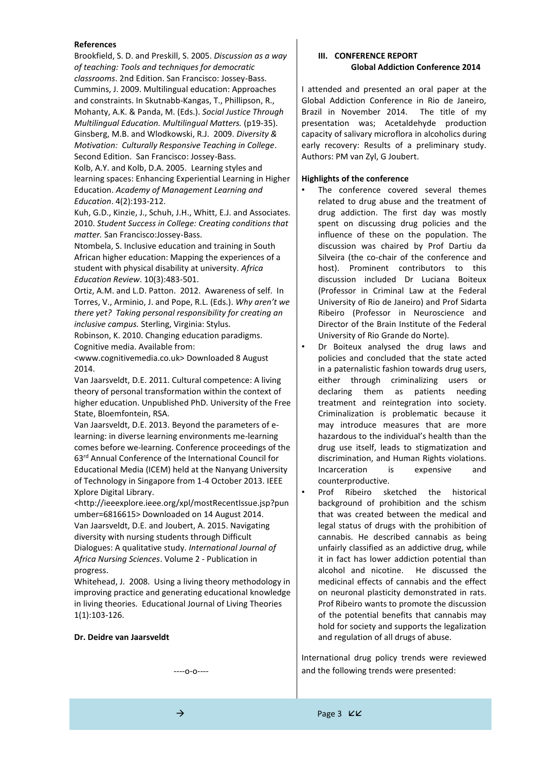**References**

Brookfield, S. D. and Preskill, S. 2005. *Discussion as a way of teaching: Tools and techniques for democratic classrooms*. 2nd Edition. San Francisco: Jossey-Bass.

Cummins, J. 2009. Multilingual education: Approaches and constraints. In Skutnabb-Kangas, T., Phillipson, R., Mohanty, A.K. & Panda, M. (Eds.). *Social Justice Through Multilingual Education. Multilingual Matters.* (p19-35).

Ginsberg, M.B. and Wlodkowski, R.J. 2009. *Diversity & Motivation: Culturally Responsive Teaching in College*. Second Edition. San Francisco: Jossey-Bass.

Kolb, A.Y. and Kolb, D.A. 2005. Learning styles and learning spaces: Enhancing Experiential Learning in Higher Education. *Academy of Management Learning and Education*. 4(2):193-212.

Kuh, G.D., Kinzie, J., Schuh, J.H., Whitt, E.J. and Associates. 2010. *Student Success in College: Creating conditions that matter.* San Francisco:Jossey-Bass.

Ntombela, S. Inclusive education and training in South African higher education: Mapping the experiences of a student with physical disability at university. *Africa Education Review*. 10(3):483-501.

Ortiz, A.M. and L.D. Patton. 2012. Awareness of self. In Torres, V., Arminio, J. and Pope, R.L. (Eds.). *Why aren't we there yet? Taking personal responsibility for creating an inclusive campus.* Sterling, Virginia: Stylus.

Robinson, K. 2010. Changing education paradigms. Cognitive media. Available from: <www.cognitivemedia.co.uk> Downloaded 8 August 2014.

Van Jaarsveldt, D.E. 2011. Cultural competence: A living theory of personal transformation within the context of higher education. Unpublished PhD. University of the Free State, Bloemfontein, RSA.

Van Jaarsveldt, D.E. 2013. Beyond the parameters of e-learning: in diverse learning environments me-learning comes before we-learning. Conference proceedings of the 63rd Annual Conference of the International Council for Educational Media (ICEM) held at the Nanyang University of Technology in Singapore from 1-4 October 2013. IEEE Xplore Digital Library. <http://ieeexplore.ieee.org/xpl/mostRecentIssue.jsp?punumber=6816615> Downloaded on 14 August 2014.

Van Jaarsveldt, D.E. and Joubert, A. 2015. Navigating diversity with nursing students through Difficult Dialogues: A qualitative study. *International Journal of Africa Nursing Sciences*. Volume 2 - Publication in progress.

Whitehead, J. 2008. Using a living theory methodology in improving practice and generating educational knowledge in living theories. Educational Journal of Living Theories 1(1):103-126.

**Dr. Deidre van Jaarsveldt**

----o-o----

## III. CONFERENCE REPORT
### Global Addiction Conference 2014

I attended and presented an oral paper at the Global Addiction Conference in Rio de Janeiro, Brazil in November 2014. The title of my presentation was; Acetaldehyde production capacity of salivary microflora in alcoholics during early recovery: Results of a preliminary study. Authors: PM van Zyl, G Joubert.

**Highlights of the conference**

- The conference covered several themes related to drug abuse and the treatment of drug addiction. The first day was mostly spent on discussing drug policies and the influence of these on the population. The discussion was chaired by Prof Dartiu da Silveira (the co-chair of the conference and host). Prominent contributors to this discussion included Dr Luciana Boiteux (Professor in Criminal Law at the Federal University of Rio de Janeiro) and Prof Sidarta Ribeiro (Professor in Neuroscience and Director of the Brain Institute of the Federal University of Rio Grande do Norte).
- Dr Boiteux analysed the drug laws and policies and concluded that the state acted in a paternalistic fashion towards drug users, either through criminalizing users or declaring them as patients needing treatment and reintegration into society. Criminalization is problematic because it may introduce measures that are more hazardous to the individual's health than the drug use itself, leads to stigmatization and discrimination, and Human Rights violations. Incarceration is expensive and counterproductive.
- Prof Ribeiro sketched the historical background of prohibition and the schism that was created between the medical and legal status of drugs with the prohibition of cannabis. He described cannabis as being unfairly classified as an addictive drug, while it in fact has lower addiction potential than alcohol and nicotine. He discussed the medicinal effects of cannabis and the effect on neuronal plasticity demonstrated in rats. Prof Ribeiro wants to promote the discussion of the potential benefits that cannabis may hold for society and supports the legalization and regulation of all drugs of abuse.

International drug policy trends were reviewed and the following trends were presented: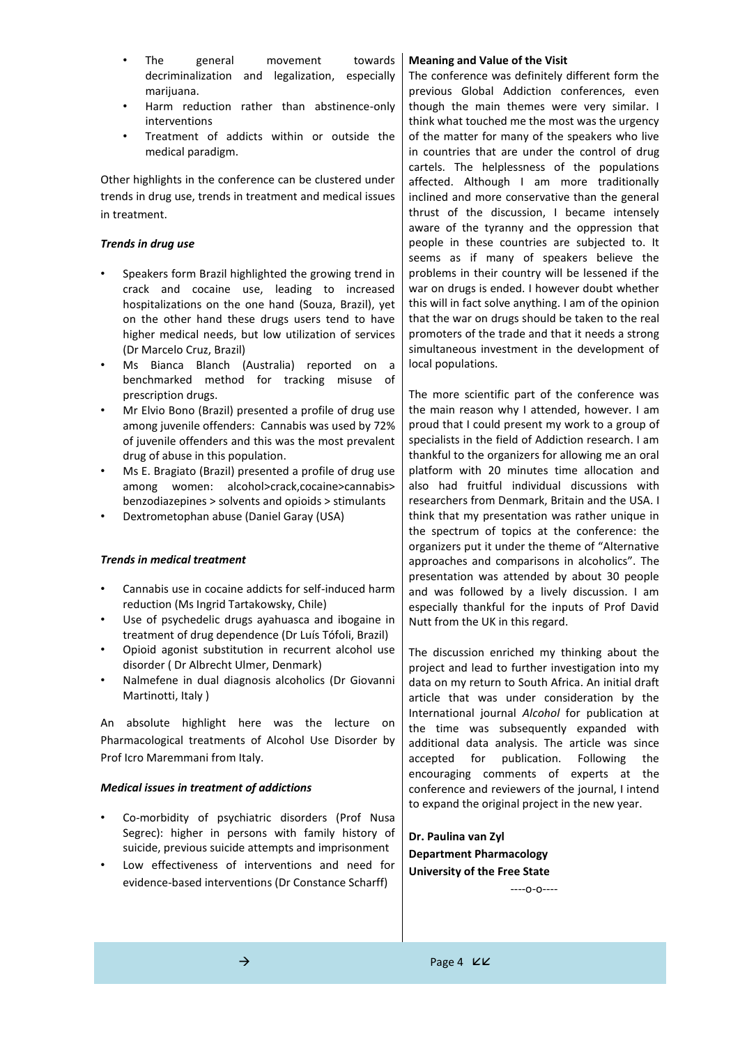- The general movement towards decriminalization and legalization, especially marijuana.
- Harm reduction rather than abstinence-only interventions
- Treatment of addicts within or outside the medical paradigm.

Other highlights in the conference can be clustered under trends in drug use, trends in treatment and medical issues in treatment.

***Trends in drug use***

- Speakers form Brazil highlighted the growing trend in crack and cocaine use, leading to increased hospitalizations on the one hand (Souza, Brazil), yet on the other hand these drugs users tend to have higher medical needs, but low utilization of services (Dr Marcelo Cruz, Brazil)
- Ms Bianca Blanch (Australia) reported on a benchmarked method for tracking misuse of prescription drugs.
- Mr Elvio Bono (Brazil) presented a profile of drug use among juvenile offenders: Cannabis was used by 72% of juvenile offenders and this was the most prevalent drug of abuse in this population.
- Ms E. Bragiato (Brazil) presented a profile of drug use among women: alcohol>crack,cocaine>cannabis> benzodiazepines > solvents and opioids > stimulants
- Dextrometophan abuse (Daniel Garay (USA)

***Trends in medical treatment***

- Cannabis use in cocaine addicts for self-induced harm reduction (Ms Ingrid Tartakowsky, Chile)
- Use of psychedelic drugs ayahuasca and ibogaine in treatment of drug dependence (Dr Luís Tófoli, Brazil)
- Opioid agonist substitution in recurrent alcohol use disorder ( Dr Albrecht Ulmer, Denmark)
- Nalmefene in dual diagnosis alcoholics (Dr Giovanni Martinotti, Italy )

An absolute highlight here was the lecture on Pharmacological treatments of Alcohol Use Disorder by Prof Icro Maremmani from Italy.

***Medical issues in treatment of addictions***

- Co-morbidity of psychiatric disorders (Prof Nusa Segrec): higher in persons with family history of suicide, previous suicide attempts and imprisonment
- Low effectiveness of interventions and need for evidence-based interventions (Dr Constance Scharff)

**Meaning and Value of the Visit**

The conference was definitely different form the previous Global Addiction conferences, even though the main themes were very similar. I think what touched me the most was the urgency of the matter for many of the speakers who live in countries that are under the control of drug cartels. The helplessness of the populations affected. Although I am more traditionally inclined and more conservative than the general thrust of the discussion, I became intensely aware of the tyranny and the oppression that people in these countries are subjected to. It seems as if many of speakers believe the problems in their country will be lessened if the war on drugs is ended. I however doubt whether this will in fact solve anything. I am of the opinion that the war on drugs should be taken to the real promoters of the trade and that it needs a strong simultaneous investment in the development of local populations.

The more scientific part of the conference was the main reason why I attended, however. I am proud that I could present my work to a group of specialists in the field of Addiction research. I am thankful to the organizers for allowing me an oral platform with 20 minutes time allocation and also had fruitful individual discussions with researchers from Denmark, Britain and the USA. I think that my presentation was rather unique in the spectrum of topics at the conference: the organizers put it under the theme of "Alternative approaches and comparisons in alcoholics". The presentation was attended by about 30 people and was followed by a lively discussion. I am especially thankful for the inputs of Prof David Nutt from the UK in this regard.

The discussion enriched my thinking about the project and lead to further investigation into my data on my return to South Africa. An initial draft article that was under consideration by the International journal *Alcohol* for publication at the time was subsequently expanded with additional data analysis. The article was since accepted for publication. Following the encouraging comments of experts at the conference and reviewers of the journal, I intend to expand the original project in the new year.

**Dr. Paulina van Zyl**
**Department Pharmacology**
**University of the Free State**

----o-o----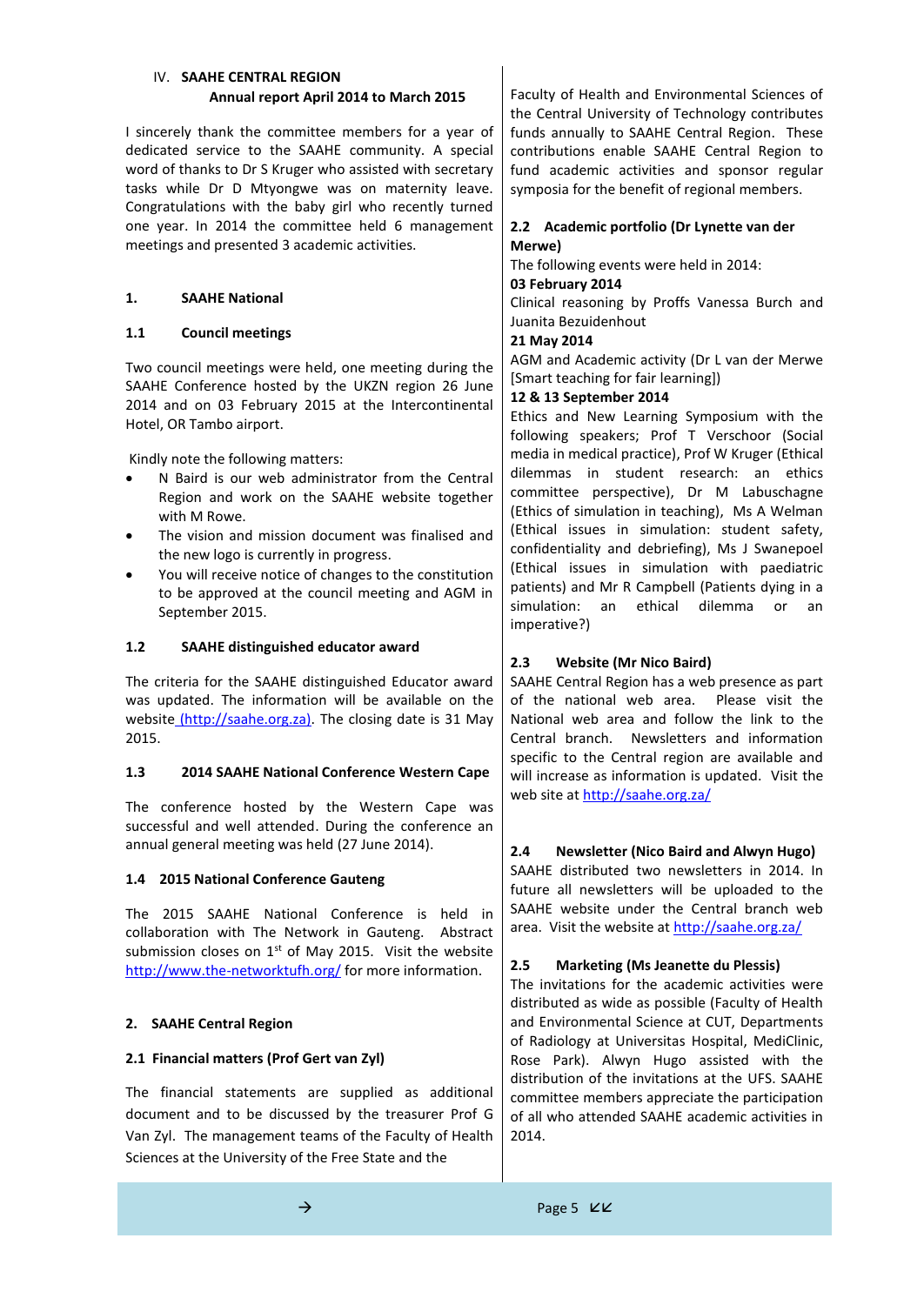## IV. SAAHE CENTRAL REGION

### Annual report April 2014 to March 2015

I sincerely thank the committee members for a year of dedicated service to the SAAHE community. A special word of thanks to Dr S Kruger who assisted with secretary tasks while Dr D Mtyongwe was on maternity leave. Congratulations with the baby girl who recently turned one year. In 2014 the committee held 6 management meetings and presented 3 academic activities.

### 1. SAAHE National

#### 1.1 Council meetings

Two council meetings were held, one meeting during the SAAHE Conference hosted by the UKZN region 26 June 2014 and on 03 February 2015 at the Intercontinental Hotel, OR Tambo airport.

Kindly note the following matters:

- N Baird is our web administrator from the Central Region and work on the SAAHE website together with M Rowe.
- The vision and mission document was finalised and the new logo is currently in progress.
- You will receive notice of changes to the constitution to be approved at the council meeting and AGM in September 2015.

#### 1.2 SAAHE distinguished educator award

The criteria for the SAAHE distinguished Educator award was updated. The information will be available on the website (http://saahe.org.za). The closing date is 31 May 2015.

#### 1.3 2014 SAAHE National Conference Western Cape

The conference hosted by the Western Cape was successful and well attended. During the conference an annual general meeting was held (27 June 2014).

#### 1.4 2015 National Conference Gauteng

The 2015 SAAHE National Conference is held in collaboration with The Network in Gauteng. Abstract submission closes on 1st of May 2015. Visit the website http://www.the-networktufh.org/ for more information.

### 2. SAAHE Central Region

#### 2.1 Financial matters (Prof Gert van Zyl)

The financial statements are supplied as additional document and to be discussed by the treasurer Prof G Van Zyl. The management teams of the Faculty of Health Sciences at the University of the Free State and the Faculty of Health and Environmental Sciences of the Central University of Technology contributes funds annually to SAAHE Central Region. These contributions enable SAAHE Central Region to fund academic activities and sponsor regular symposia for the benefit of regional members.

#### 2.2 Academic portfolio (Dr Lynette van der Merwe)

The following events were held in 2014:

**03 February 2014**
Clinical reasoning by Proffs Vanessa Burch and Juanita Bezuidenhout

**21 May 2014**
AGM and Academic activity (Dr L van der Merwe [Smart teaching for fair learning])

**12 & 13 September 2014**
Ethics and New Learning Symposium with the following speakers; Prof T Verschoor (Social media in medical practice), Prof W Kruger (Ethical dilemmas in student research: an ethics committee perspective), Dr M Labuschagne (Ethics of simulation in teaching), Ms A Welman (Ethical issues in simulation: student safety, confidentiality and debriefing), Ms J Swanepoel (Ethical issues in simulation with paediatric patients) and Mr R Campbell (Patients dying in a simulation: an ethical dilemma or an imperative?)

#### 2.3 Website (Mr Nico Baird)

SAAHE Central Region has a web presence as part of the national web area. Please visit the National web area and follow the link to the Central branch. Newsletters and information specific to the Central region are available and will increase as information is updated. Visit the web site at http://saahe.org.za/

#### 2.4 Newsletter (Nico Baird and Alwyn Hugo)

SAAHE distributed two newsletters in 2014. In future all newsletters will be uploaded to the SAAHE website under the Central branch web area. Visit the website at http://saahe.org.za/

#### 2.5 Marketing (Ms Jeanette du Plessis)

The invitations for the academic activities were distributed as wide as possible (Faculty of Health and Environmental Science at CUT, Departments of Radiology at Universitas Hospital, MediClinic, Rose Park). Alwyn Hugo assisted with the distribution of the invitations at the UFS. SAAHE committee members appreciate the participation of all who attended SAAHE academic activities in 2014.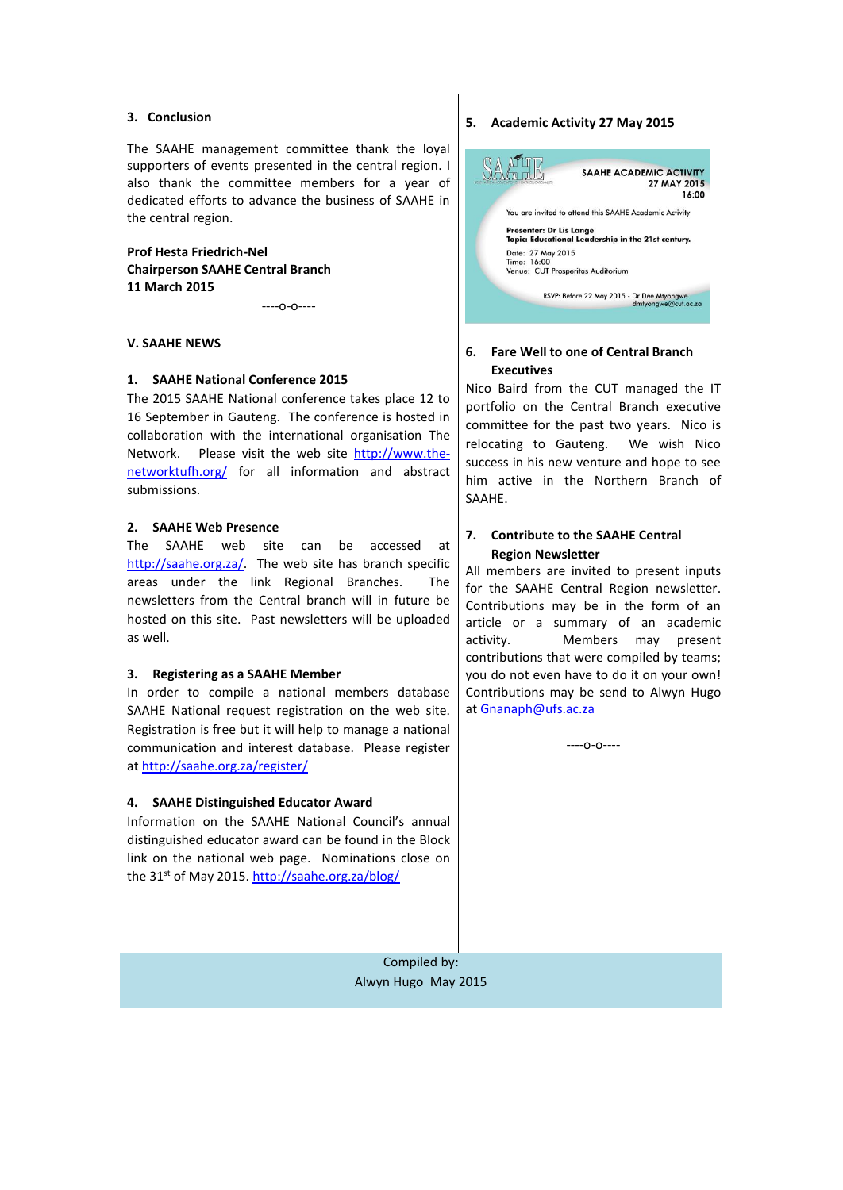### 3. Conclusion

The SAAHE management committee thank the loyal supporters of events presented in the central region. I also thank the committee members for a year of dedicated efforts to advance the business of SAAHE in the central region.

**Prof Hesta Friedrich-Nel**
**Chairperson SAAHE Central Branch**
**11 March 2015**

----o-o----

## V. SAAHE NEWS

### 1. SAAHE National Conference 2015

The 2015 SAAHE National conference takes place 12 to 16 September in Gauteng. The conference is hosted in collaboration with the international organisation The Network. Please visit the web site http://www.the-networktufh.org/ for all information and abstract submissions.

### 2. SAAHE Web Presence

The SAAHE web site can be accessed at http://saahe.org.za/. The web site has branch specific areas under the link Regional Branches. The newsletters from the Central branch will in future be hosted on this site. Past newsletters will be uploaded as well.

### 3. Registering as a SAAHE Member

In order to compile a national members database SAAHE National request registration on the web site. Registration is free but it will help to manage a national communication and interest database. Please register at http://saahe.org.za/register/

### 4. SAAHE Distinguished Educator Award

Information on the SAAHE National Council's annual distinguished educator award can be found in the Block link on the national web page. Nominations close on the 31st of May 2015. http://saahe.org.za/blog/

### 5. Academic Activity 27 May 2015

SAAHE

**SAAHE ACADEMIC ACTIVITY**
**27 MAY 2015**
**16:00**

You are invited to attend this SAAHE Academic Activity

**Presenter: Dr Lis Lange**
**Topic: Educational Leadership in the 21st century.**

Date: 27 May 2015
Time: 16:00
Venue: CUT Prosperitas Auditorium

RSVP: Before 22 May 2015 - Dr Dee Mtyongwe
dmtyongwe@cut.ac.za

### 6. Fare Well to one of Central Branch Executives

Nico Baird from the CUT managed the IT portfolio on the Central Branch executive committee for the past two years. Nico is relocating to Gauteng. We wish Nico success in his new venture and hope to see him active in the Northern Branch of SAAHE.

### 7. Contribute to the SAAHE Central Region Newsletter

All members are invited to present inputs for the SAAHE Central Region newsletter. Contributions may be in the form of an article or a summary of an academic activity. Members may present contributions that were compiled by teams; you do not even have to do it on your own! Contributions may be send to Alwyn Hugo at Gnanaph@ufs.ac.za

----o-o----

Compiled by:
Alwyn Hugo May 2015